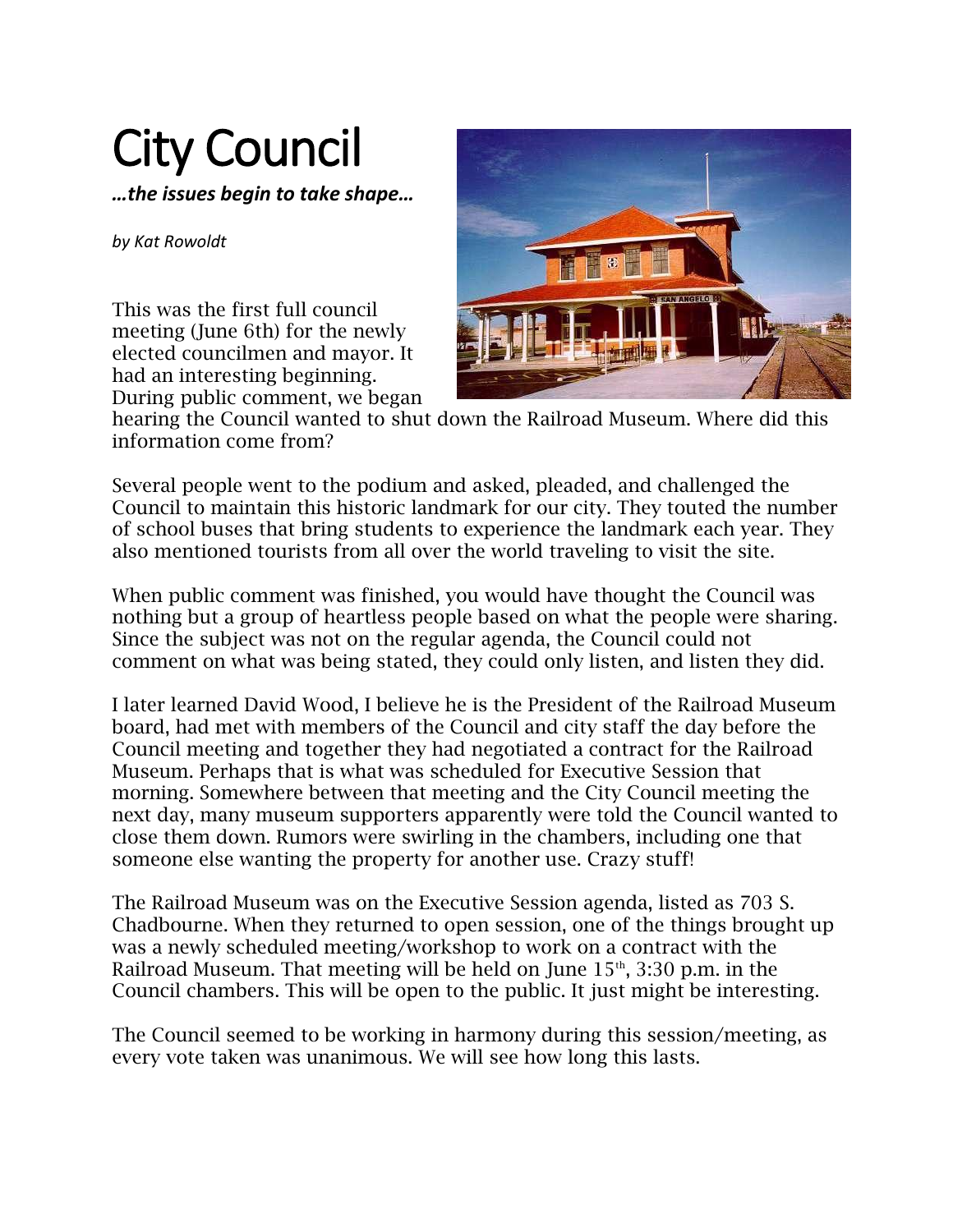# City Council

***…the issues begin to take shape…***

*by Kat Rowoldt*

This was the first full council meeting (June 6th) for the newly elected councilmen and mayor. It had an interesting beginning. During public comment, we began hearing the Council wanted to shut down the Railroad Museum. Where did this information come from?

Several people went to the podium and asked, pleaded, and challenged the Council to maintain this historic landmark for our city. They touted the number of school buses that bring students to experience the landmark each year. They also mentioned tourists from all over the world traveling to visit the site.

When public comment was finished, you would have thought the Council was nothing but a group of heartless people based on what the people were sharing. Since the subject was not on the regular agenda, the Council could not comment on what was being stated, they could only listen, and listen they did.

I later learned David Wood, I believe he is the President of the Railroad Museum board, had met with members of the Council and city staff the day before the Council meeting and together they had negotiated a contract for the Railroad Museum. Perhaps that is what was scheduled for Executive Session that morning. Somewhere between that meeting and the City Council meeting the next day, many museum supporters apparently were told the Council wanted to close them down. Rumors were swirling in the chambers, including one that someone else wanting the property for another use. Crazy stuff!

The Railroad Museum was on the Executive Session agenda, listed as 703 S. Chadbourne. When they returned to open session, one of the things brought up was a newly scheduled meeting/workshop to work on a contract with the Railroad Museum. That meeting will be held on June 15th, 3:30 p.m. in the Council chambers. This will be open to the public. It just might be interesting.

The Council seemed to be working in harmony during this session/meeting, as every vote taken was unanimous. We will see how long this lasts.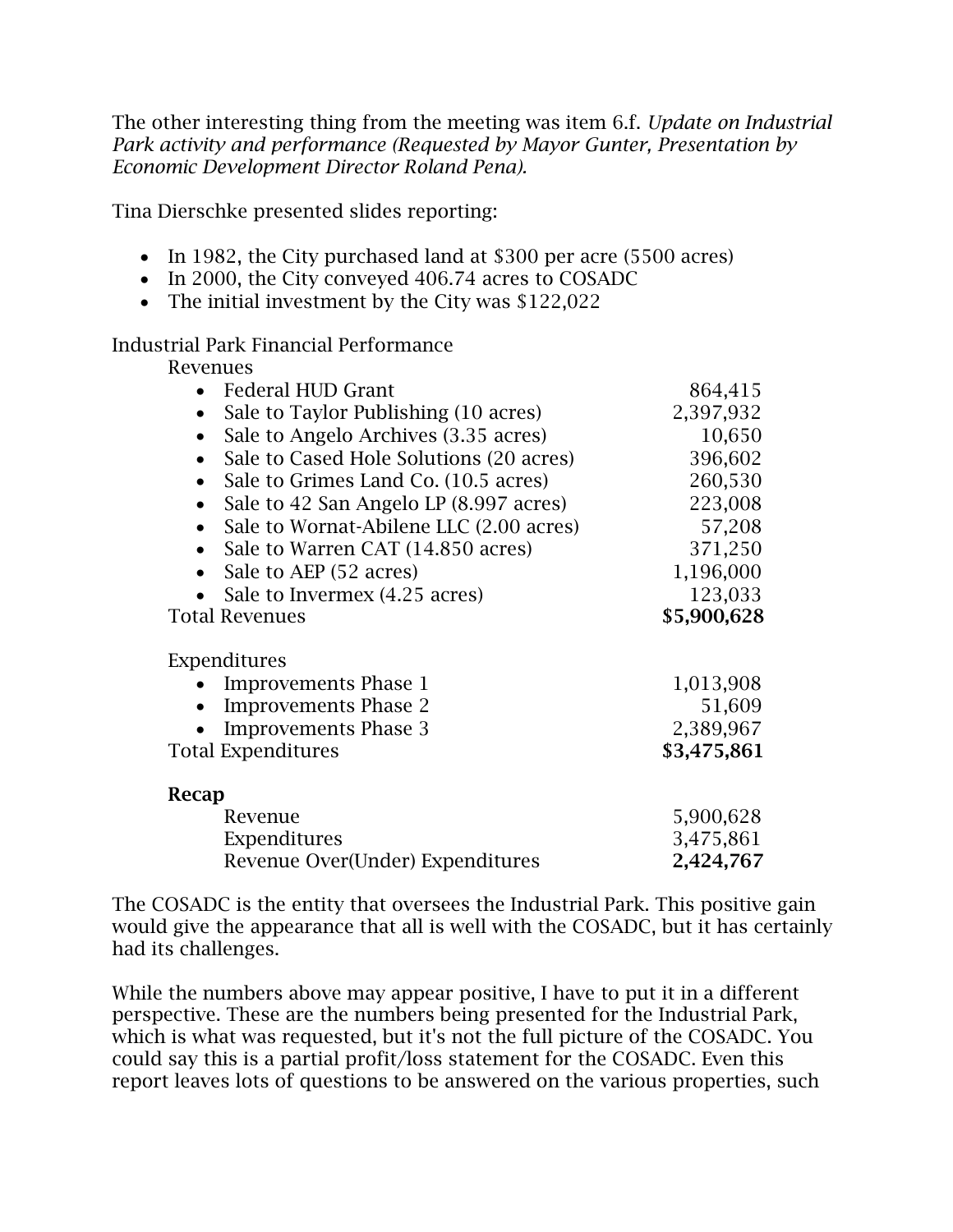The other interesting thing from the meeting was item 6.f. *Update on Industrial Park activity and performance (Requested by Mayor Gunter, Presentation by Economic Development Director Roland Pena).*

Tina Dierschke presented slides reporting:

- In 1982, the City purchased land at $300 per acre (5500 acres)
- In 2000, the City conveyed 406.74 acres to COSADC
- The initial investment by the City was $122,022

Industrial Park Financial Performance

| | |
|---|---:|
| **Revenues** | |
| • Federal HUD Grant | 864,415 |
| • Sale to Taylor Publishing (10 acres) | 2,397,932 |
| • Sale to Angelo Archives (3.35 acres) | 10,650 |
| • Sale to Cased Hole Solutions (20 acres) | 396,602 |
| • Sale to Grimes Land Co. (10.5 acres) | 260,530 |
| • Sale to 42 San Angelo LP (8.997 acres) | 223,008 |
| • Sale to Wornat-Abilene LLC (2.00 acres) | 57,208 |
| • Sale to Warren CAT (14.850 acres) | 371,250 |
| • Sale to AEP (52 acres) | 1,196,000 |
| • Sale to Invermex (4.25 acres) | 123,033 |
| Total Revenues | **$5,900,628** |
| | |
| **Expenditures** | |
| • Improvements Phase 1 | 1,013,908 |
| • Improvements Phase 2 | 51,609 |
| • Improvements Phase 3 | 2,389,967 |
| Total Expenditures | **$3,475,861** |
| | |
| **Recap** | |
| Revenue | 5,900,628 |
| Expenditures | 3,475,861 |
| Revenue Over(Under) Expenditures | **2,424,767** |

The COSADC is the entity that oversees the Industrial Park. This positive gain would give the appearance that all is well with the COSADC, but it has certainly had its challenges.

While the numbers above may appear positive, I have to put it in a different perspective. These are the numbers being presented for the Industrial Park, which is what was requested, but it's not the full picture of the COSADC. You could say this is a partial profit/loss statement for the COSADC. Even this report leaves lots of questions to be answered on the various properties, such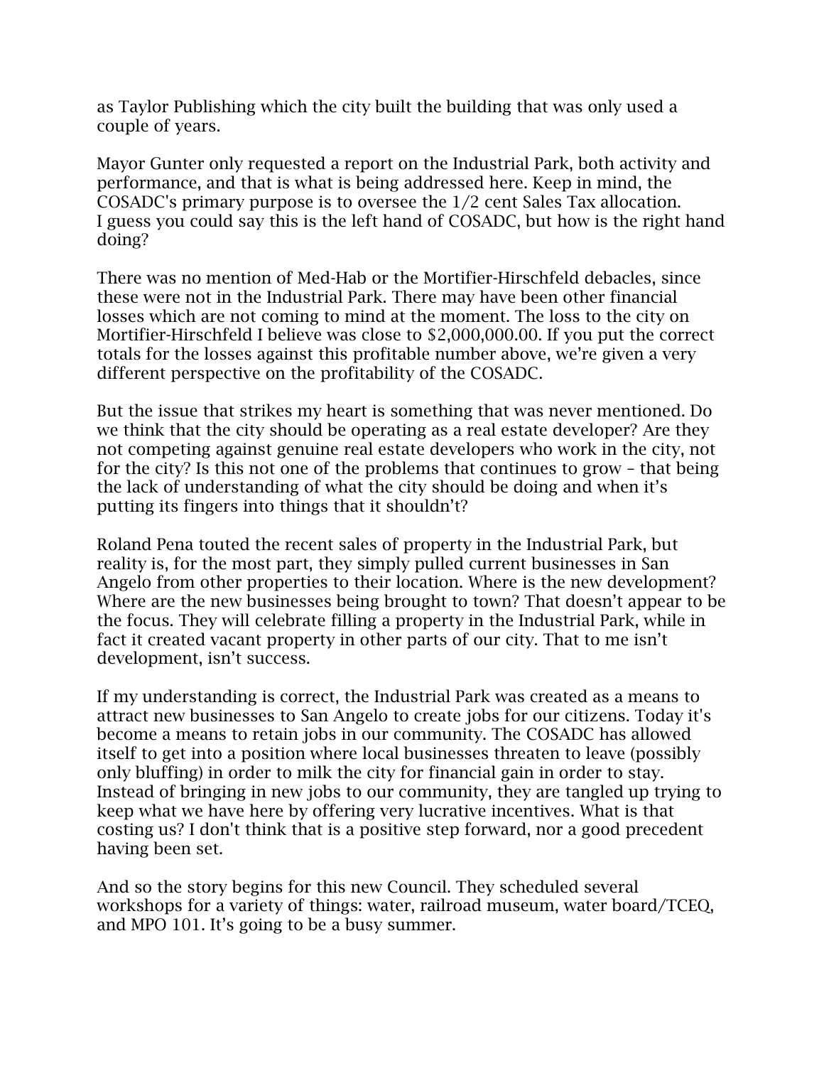as Taylor Publishing which the city built the building that was only used a couple of years.

Mayor Gunter only requested a report on the Industrial Park, both activity and performance, and that is what is being addressed here. Keep in mind, the COSADC's primary purpose is to oversee the 1/2 cent Sales Tax allocation. I guess you could say this is the left hand of COSADC, but how is the right hand doing?

There was no mention of Med-Hab or the Mortifier-Hirschfeld debacles, since these were not in the Industrial Park. There may have been other financial losses which are not coming to mind at the moment. The loss to the city on Mortifier-Hirschfeld I believe was close to $2,000,000.00. If you put the correct totals for the losses against this profitable number above, we're given a very different perspective on the profitability of the COSADC.

But the issue that strikes my heart is something that was never mentioned. Do we think that the city should be operating as a real estate developer? Are they not competing against genuine real estate developers who work in the city, not for the city? Is this not one of the problems that continues to grow – that being the lack of understanding of what the city should be doing and when it's putting its fingers into things that it shouldn't?

Roland Pena touted the recent sales of property in the Industrial Park, but reality is, for the most part, they simply pulled current businesses in San Angelo from other properties to their location. Where is the new development? Where are the new businesses being brought to town? That doesn't appear to be the focus. They will celebrate filling a property in the Industrial Park, while in fact it created vacant property in other parts of our city. That to me isn't development, isn't success.

If my understanding is correct, the Industrial Park was created as a means to attract new businesses to San Angelo to create jobs for our citizens. Today it's become a means to retain jobs in our community. The COSADC has allowed itself to get into a position where local businesses threaten to leave (possibly only bluffing) in order to milk the city for financial gain in order to stay. Instead of bringing in new jobs to our community, they are tangled up trying to keep what we have here by offering very lucrative incentives. What is that costing us? I don't think that is a positive step forward, nor a good precedent having been set.

And so the story begins for this new Council. They scheduled several workshops for a variety of things: water, railroad museum, water board/TCEQ, and MPO 101. It's going to be a busy summer.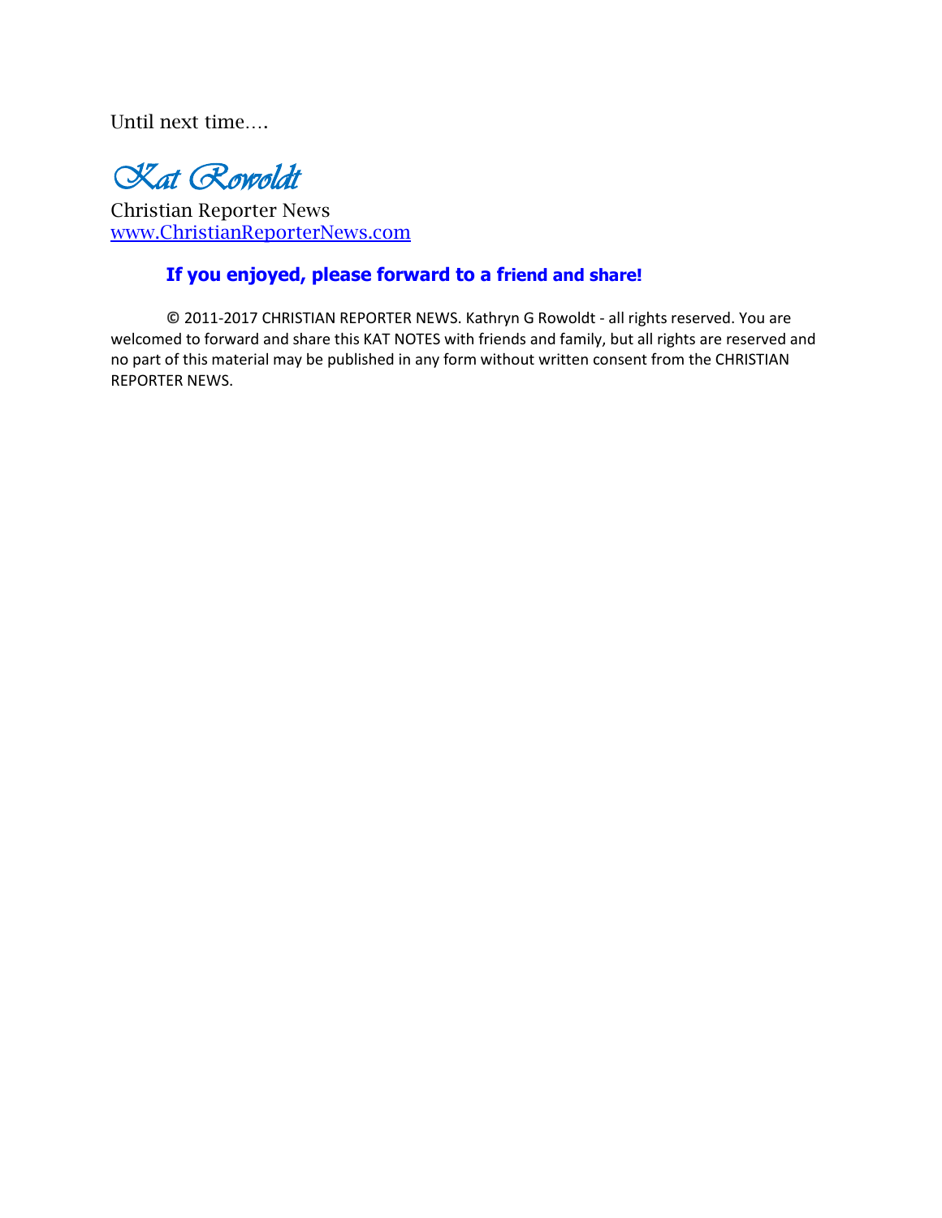Until next time….

*Kat Rowoldt*

Christian Reporter News
[www.ChristianReporterNews.com](http://www.ChristianReporterNews.com)

**If you enjoyed, please forward to a friend and share!**

© 2011-2017 CHRISTIAN REPORTER NEWS. Kathryn G Rowoldt - all rights reserved. You are welcomed to forward and share this KAT NOTES with friends and family, but all rights are reserved and no part of this material may be published in any form without written consent from the CHRISTIAN REPORTER NEWS.